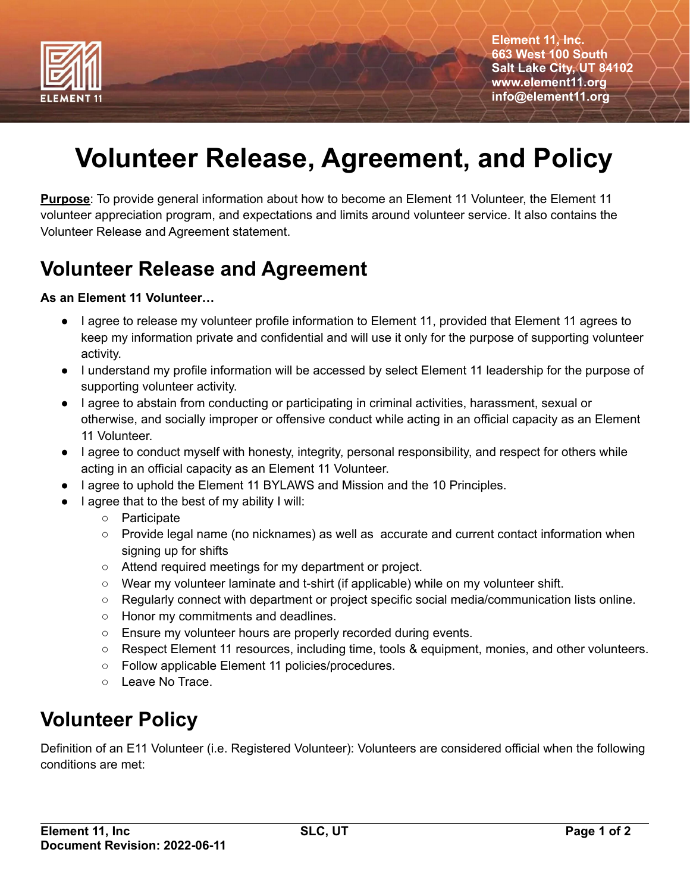Element 11, Inc.
663 West 100 South
Salt Lake City, UT 84102
www.element11.org
info@element11.org

# Volunteer Release, Agreement, and Policy

**Purpose**: To provide general information about how to become an Element 11 Volunteer, the Element 11 volunteer appreciation program, and expectations and limits around volunteer service. It also contains the Volunteer Release and Agreement statement.

## Volunteer Release and Agreement

**As an Element 11 Volunteer…**

- I agree to release my volunteer profile information to Element 11, provided that Element 11 agrees to keep my information private and confidential and will use it only for the purpose of supporting volunteer activity.
- I understand my profile information will be accessed by select Element 11 leadership for the purpose of supporting volunteer activity.
- I agree to abstain from conducting or participating in criminal activities, harassment, sexual or otherwise, and socially improper or offensive conduct while acting in an official capacity as an Element 11 Volunteer.
- I agree to conduct myself with honesty, integrity, personal responsibility, and respect for others while acting in an official capacity as an Element 11 Volunteer.
- I agree to uphold the Element 11 BYLAWS and Mission and the 10 Principles.
- I agree that to the best of my ability I will:
  - Participate
  - Provide legal name (no nicknames) as well as accurate and current contact information when signing up for shifts
  - Attend required meetings for my department or project.
  - Wear my volunteer laminate and t-shirt (if applicable) while on my volunteer shift.
  - Regularly connect with department or project specific social media/communication lists online.
  - Honor my commitments and deadlines.
  - Ensure my volunteer hours are properly recorded during events.
  - Respect Element 11 resources, including time, tools & equipment, monies, and other volunteers.
  - Follow applicable Element 11 policies/procedures.
  - Leave No Trace.

## Volunteer Policy

Definition of an E11 Volunteer (i.e. Registered Volunteer): Volunteers are considered official when the following conditions are met: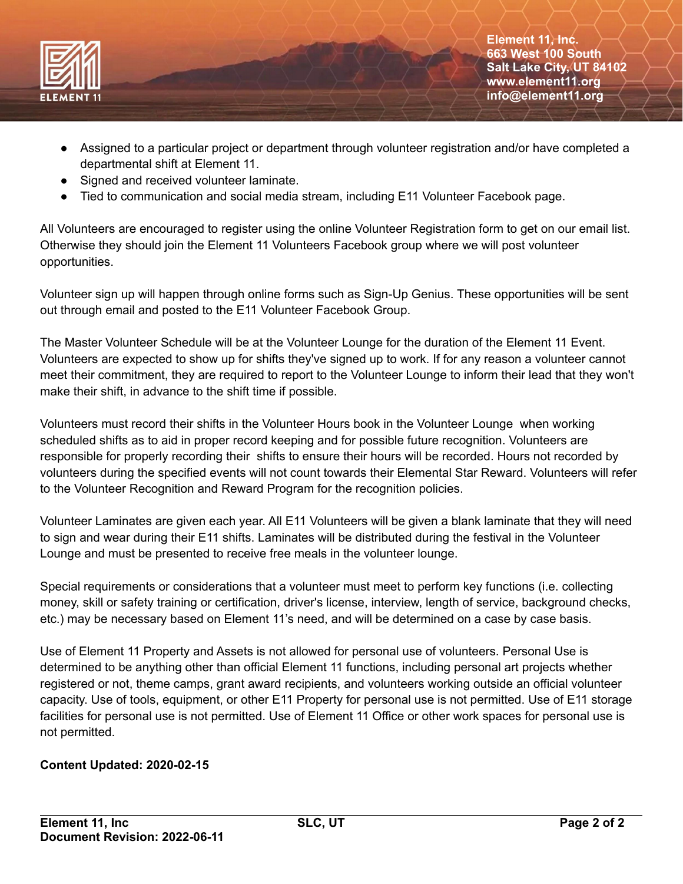- Assigned to a particular project or department through volunteer registration and/or have completed a departmental shift at Element 11.
- Signed and received volunteer laminate.
- Tied to communication and social media stream, including E11 Volunteer Facebook page.

All Volunteers are encouraged to register using the online Volunteer Registration form to get on our email list. Otherwise they should join the Element 11 Volunteers Facebook group where we will post volunteer opportunities.

Volunteer sign up will happen through online forms such as Sign-Up Genius. These opportunities will be sent out through email and posted to the E11 Volunteer Facebook Group.

The Master Volunteer Schedule will be at the Volunteer Lounge for the duration of the Element 11 Event. Volunteers are expected to show up for shifts they've signed up to work. If for any reason a volunteer cannot meet their commitment, they are required to report to the Volunteer Lounge to inform their lead that they won't make their shift, in advance to the shift time if possible.

Volunteers must record their shifts in the Volunteer Hours book in the Volunteer Lounge when working scheduled shifts as to aid in proper record keeping and for possible future recognition. Volunteers are responsible for properly recording their shifts to ensure their hours will be recorded. Hours not recorded by volunteers during the specified events will not count towards their Elemental Star Reward. Volunteers will refer to the Volunteer Recognition and Reward Program for the recognition policies.

Volunteer Laminates are given each year. All E11 Volunteers will be given a blank laminate that they will need to sign and wear during their E11 shifts. Laminates will be distributed during the festival in the Volunteer Lounge and must be presented to receive free meals in the volunteer lounge.

Special requirements or considerations that a volunteer must meet to perform key functions (i.e. collecting money, skill or safety training or certification, driver's license, interview, length of service, background checks, etc.) may be necessary based on Element 11's need, and will be determined on a case by case basis.

Use of Element 11 Property and Assets is not allowed for personal use of volunteers. Personal Use is determined to be anything other than official Element 11 functions, including personal art projects whether registered or not, theme camps, grant award recipients, and volunteers working outside an official volunteer capacity. Use of tools, equipment, or other E11 Property for personal use is not permitted. Use of E11 storage facilities for personal use is not permitted. Use of Element 11 Office or other work spaces for personal use is not permitted.

**Content Updated: 2020-02-15**